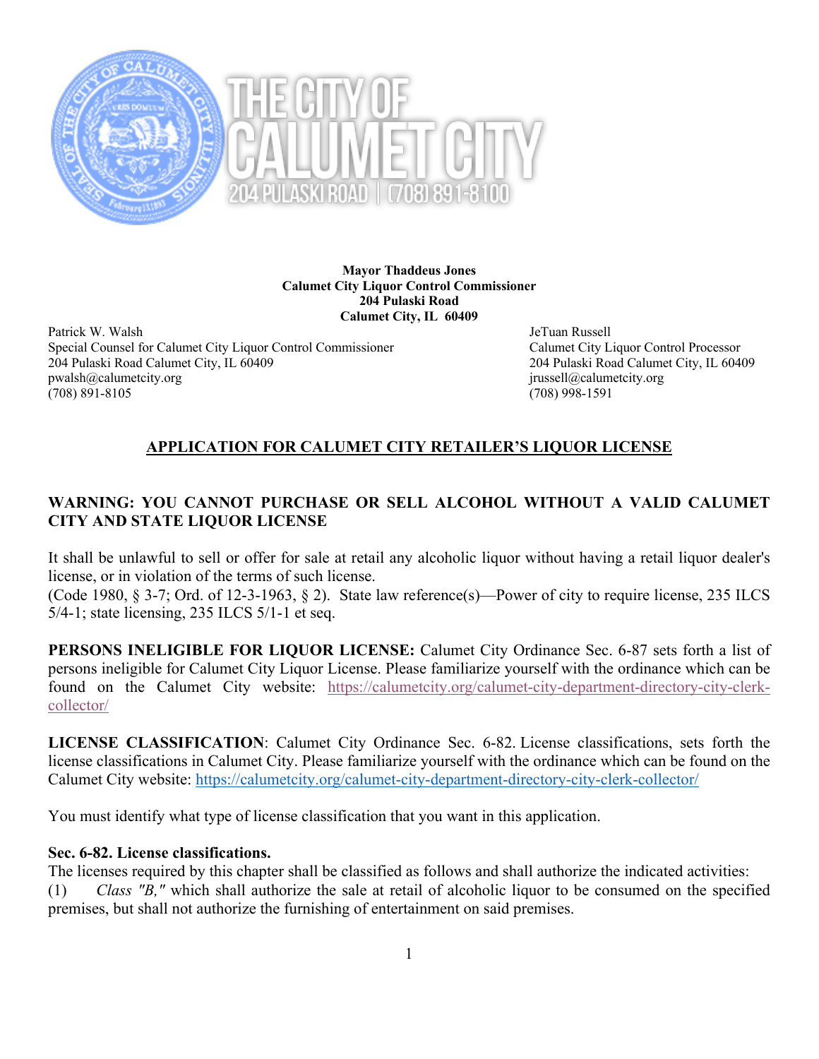THE CITY OF CALUMET CITY

204 PULASKI ROAD | (708) 891-8100

**Mayor Thaddeus Jones**
**Calumet City Liquor Control Commissioner**
**204 Pulaski Road**
**Calumet City, IL 60409**

Patrick W. Walsh
Special Counsel for Calumet City Liquor Control Commissioner
204 Pulaski Road Calumet City, IL 60409
pwalsh@calumetcity.org
(708) 891-8105

JeTuan Russell
Calumet City Liquor Control Processor
204 Pulaski Road Calumet City, IL 60409
jrussell@calumetcity.org
(708) 998-1591

## APPLICATION FOR CALUMET CITY RETAILER'S LIQUOR LICENSE

**WARNING: YOU CANNOT PURCHASE OR SELL ALCOHOL WITHOUT A VALID CALUMET CITY AND STATE LIQUOR LICENSE**

It shall be unlawful to sell or offer for sale at retail any alcoholic liquor without having a retail liquor dealer's license, or in violation of the terms of such license.
(Code 1980, § 3-7; Ord. of 12-3-1963, § 2). State law reference(s)—Power of city to require license, 235 ILCS 5/4-1; state licensing, 235 ILCS 5/1-1 et seq.

**PERSONS INELIGIBLE FOR LIQUOR LICENSE:** Calumet City Ordinance Sec. 6-87 sets forth a list of persons ineligible for Calumet City Liquor License. Please familiarize yourself with the ordinance which can be found on the Calumet City website: https://calumetcity.org/calumet-city-department-directory-city-clerk-collector/

**LICENSE CLASSIFICATION**: Calumet City Ordinance Sec. 6-82. License classifications, sets forth the license classifications in Calumet City. Please familiarize yourself with the ordinance which can be found on the Calumet City website: https://calumetcity.org/calumet-city-department-directory-city-clerk-collector/

You must identify what type of license classification that you want in this application.

**Sec. 6-82. License classifications.**
The licenses required by this chapter shall be classified as follows and shall authorize the indicated activities:
(1) *Class "B,"* which shall authorize the sale at retail of alcoholic liquor to be consumed on the specified premises, but shall not authorize the furnishing of entertainment on said premises.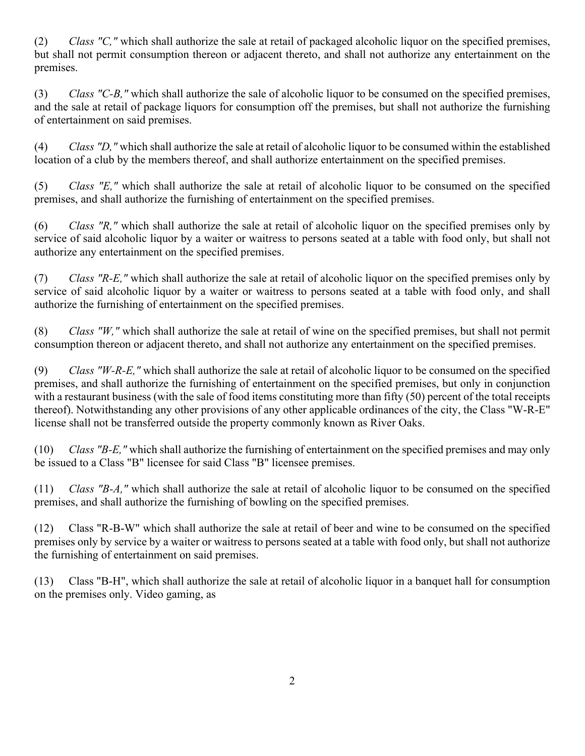(2) *Class "C,"* which shall authorize the sale at retail of packaged alcoholic liquor on the specified premises, but shall not permit consumption thereon or adjacent thereto, and shall not authorize any entertainment on the premises.

(3) *Class "C-B,"* which shall authorize the sale of alcoholic liquor to be consumed on the specified premises, and the sale at retail of package liquors for consumption off the premises, but shall not authorize the furnishing of entertainment on said premises.

(4) *Class "D,"* which shall authorize the sale at retail of alcoholic liquor to be consumed within the established location of a club by the members thereof, and shall authorize entertainment on the specified premises.

(5) *Class "E,"* which shall authorize the sale at retail of alcoholic liquor to be consumed on the specified premises, and shall authorize the furnishing of entertainment on the specified premises.

(6) *Class "R,"* which shall authorize the sale at retail of alcoholic liquor on the specified premises only by service of said alcoholic liquor by a waiter or waitress to persons seated at a table with food only, but shall not authorize any entertainment on the specified premises.

(7) *Class "R-E,"* which shall authorize the sale at retail of alcoholic liquor on the specified premises only by service of said alcoholic liquor by a waiter or waitress to persons seated at a table with food only, and shall authorize the furnishing of entertainment on the specified premises.

(8) *Class "W,"* which shall authorize the sale at retail of wine on the specified premises, but shall not permit consumption thereon or adjacent thereto, and shall not authorize any entertainment on the specified premises.

(9) *Class "W-R-E,"* which shall authorize the sale at retail of alcoholic liquor to be consumed on the specified premises, and shall authorize the furnishing of entertainment on the specified premises, but only in conjunction with a restaurant business (with the sale of food items constituting more than fifty (50) percent of the total receipts thereof). Notwithstanding any other provisions of any other applicable ordinances of the city, the Class "W-R-E" license shall not be transferred outside the property commonly known as River Oaks.

(10) *Class "B-E,"* which shall authorize the furnishing of entertainment on the specified premises and may only be issued to a Class "B" licensee for said Class "B" licensee premises.

(11) *Class "B-A,"* which shall authorize the sale at retail of alcoholic liquor to be consumed on the specified premises, and shall authorize the furnishing of bowling on the specified premises.

(12) Class "R-B-W" which shall authorize the sale at retail of beer and wine to be consumed on the specified premises only by service by a waiter or waitress to persons seated at a table with food only, but shall not authorize the furnishing of entertainment on said premises.

(13) Class "B-H", which shall authorize the sale at retail of alcoholic liquor in a banquet hall for consumption on the premises only. Video gaming, as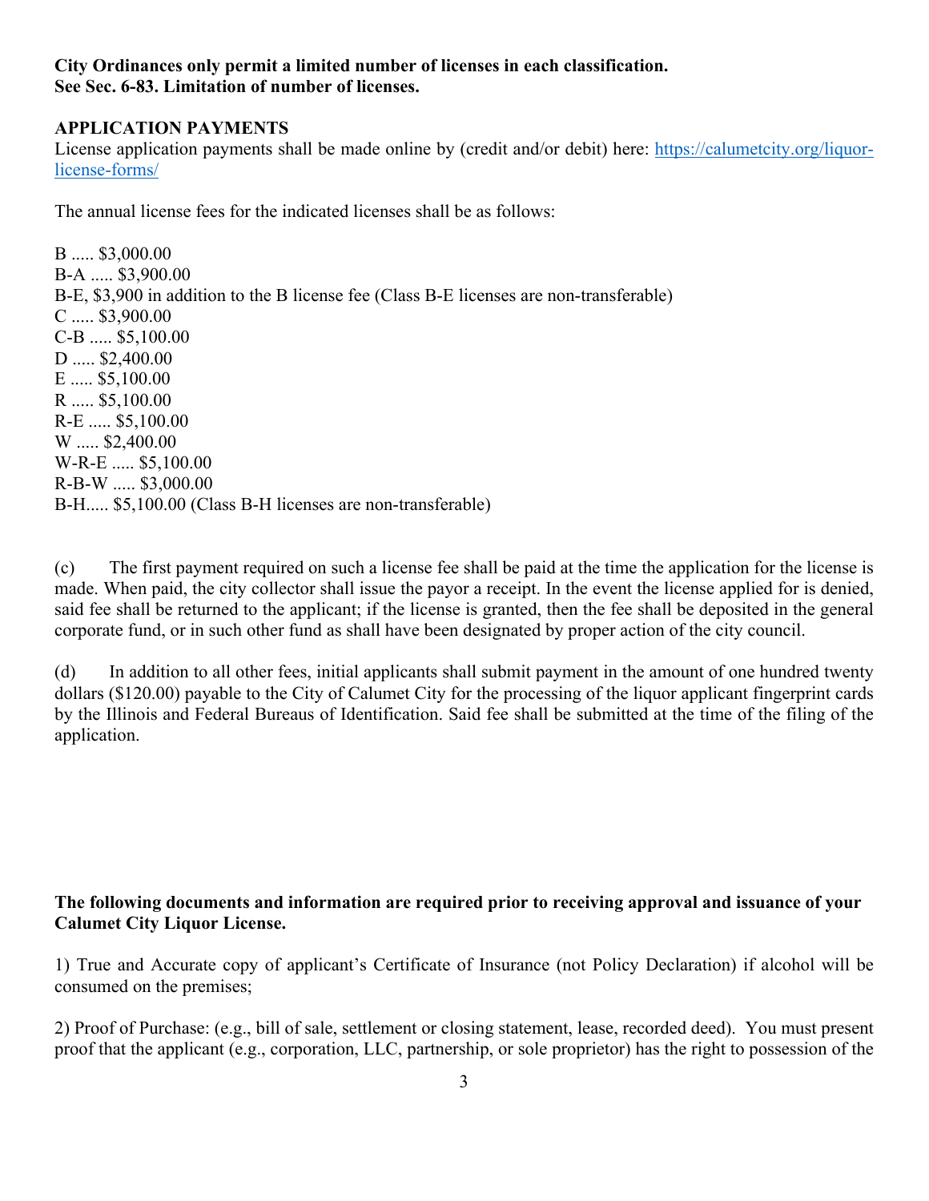**City Ordinances only permit a limited number of licenses in each classification.**
**See Sec. 6-83. Limitation of number of licenses.**

**APPLICATION PAYMENTS**

License application payments shall be made online by (credit and/or debit) here: https://calumetcity.org/liquor-license-forms/

The annual license fees for the indicated licenses shall be as follows:

B ..... $3,000.00
B-A ..... $3,900.00
B-E, $3,900 in addition to the B license fee (Class B-E licenses are non-transferable)
C ..... $3,900.00
C-B ..... $5,100.00
D ..... $2,400.00
E ..... $5,100.00
R ..... $5,100.00
R-E ..... $5,100.00
W ..... $2,400.00
W-R-E ..... $5,100.00
R-B-W ..... $3,000.00
B-H..... $5,100.00 (Class B-H licenses are non-transferable)

(c) The first payment required on such a license fee shall be paid at the time the application for the license is made. When paid, the city collector shall issue the payor a receipt. In the event the license applied for is denied, said fee shall be returned to the applicant; if the license is granted, then the fee shall be deposited in the general corporate fund, or in such other fund as shall have been designated by proper action of the city council.

(d) In addition to all other fees, initial applicants shall submit payment in the amount of one hundred twenty dollars ($120.00) payable to the City of Calumet City for the processing of the liquor applicant fingerprint cards by the Illinois and Federal Bureaus of Identification. Said fee shall be submitted at the time of the filing of the application.

**The following documents and information are required prior to receiving approval and issuance of your Calumet City Liquor License.**

1) True and Accurate copy of applicant's Certificate of Insurance (not Policy Declaration) if alcohol will be consumed on the premises;

2) Proof of Purchase: (e.g., bill of sale, settlement or closing statement, lease, recorded deed). You must present proof that the applicant (e.g., corporation, LLC, partnership, or sole proprietor) has the right to possession of the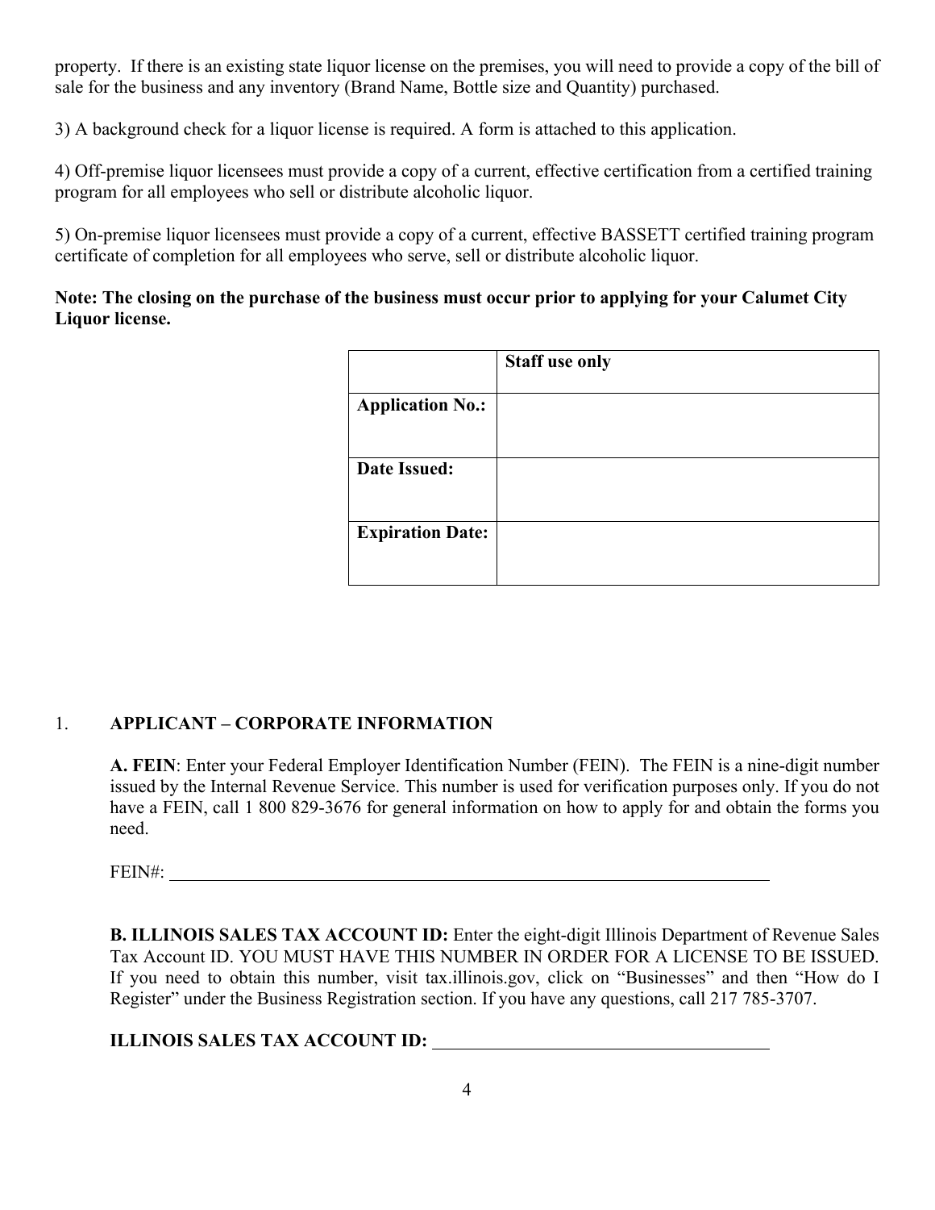property. If there is an existing state liquor license on the premises, you will need to provide a copy of the bill of sale for the business and any inventory (Brand Name, Bottle size and Quantity) purchased.

3) A background check for a liquor license is required. A form is attached to this application.

4) Off-premise liquor licensees must provide a copy of a current, effective certification from a certified training program for all employees who sell or distribute alcoholic liquor.

5) On-premise liquor licensees must provide a copy of a current, effective BASSETT certified training program certificate of completion for all employees who serve, sell or distribute alcoholic liquor.

**Note: The closing on the purchase of the business must occur prior to applying for your Calumet City Liquor license.**

| | **Staff use only** |
|---|---|
| **Application No.:** | |
| **Date Issued:** | |
| **Expiration Date:** | |

1. **APPLICANT – CORPORATE INFORMATION**

**A. FEIN**: Enter your Federal Employer Identification Number (FEIN). The FEIN is a nine-digit number issued by the Internal Revenue Service. This number is used for verification purposes only. If you do not have a FEIN, call 1 800 829-3676 for general information on how to apply for and obtain the forms you need.

FEIN#: ______________________________________________________________

**B. ILLINOIS SALES TAX ACCOUNT ID:** Enter the eight-digit Illinois Department of Revenue Sales Tax Account ID. YOU MUST HAVE THIS NUMBER IN ORDER FOR A LICENSE TO BE ISSUED. If you need to obtain this number, visit tax.illinois.gov, click on "Businesses" and then "How do I Register" under the Business Registration section. If you have any questions, call 217 785-3707.

**ILLINOIS SALES TAX ACCOUNT ID:** ________________________________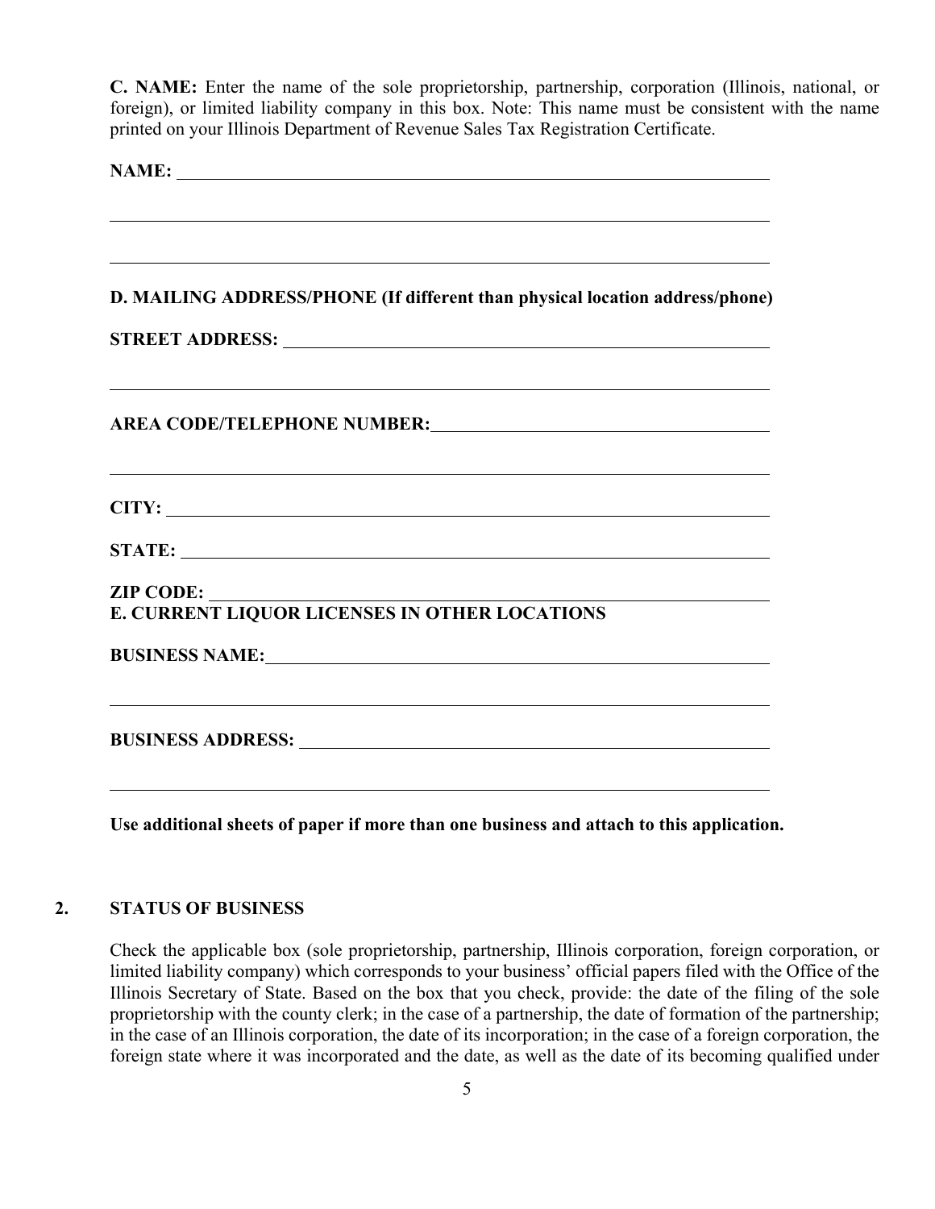**C. NAME:** Enter the name of the sole proprietorship, partnership, corporation (Illinois, national, or foreign), or limited liability company in this box. Note: This name must be consistent with the name printed on your Illinois Department of Revenue Sales Tax Registration Certificate.

**NAME:** ______________________________________________________________

______________________________________________________________________

______________________________________________________________________

**D. MAILING ADDRESS/PHONE (If different than physical location address/phone)**

**STREET ADDRESS:** ____________________________________________________

______________________________________________________________________

**AREA CODE/TELEPHONE NUMBER:** _______________________________________

______________________________________________________________________

**CITY:** _______________________________________________________________

**STATE:** ______________________________________________________________

**ZIP CODE:** ___________________________________________________________

**E. CURRENT LIQUOR LICENSES IN OTHER LOCATIONS**

**BUSINESS NAME:** ______________________________________________________

______________________________________________________________________

**BUSINESS ADDRESS:** ___________________________________________________

______________________________________________________________________

**Use additional sheets of paper if more than one business and attach to this application.**

## 2. STATUS OF BUSINESS

Check the applicable box (sole proprietorship, partnership, Illinois corporation, foreign corporation, or limited liability company) which corresponds to your business' official papers filed with the Office of the Illinois Secretary of State. Based on the box that you check, provide: the date of the filing of the sole proprietorship with the county clerk; in the case of a partnership, the date of formation of the partnership; in the case of an Illinois corporation, the date of its incorporation; in the case of a foreign corporation, the foreign state where it was incorporated and the date, as well as the date of its becoming qualified under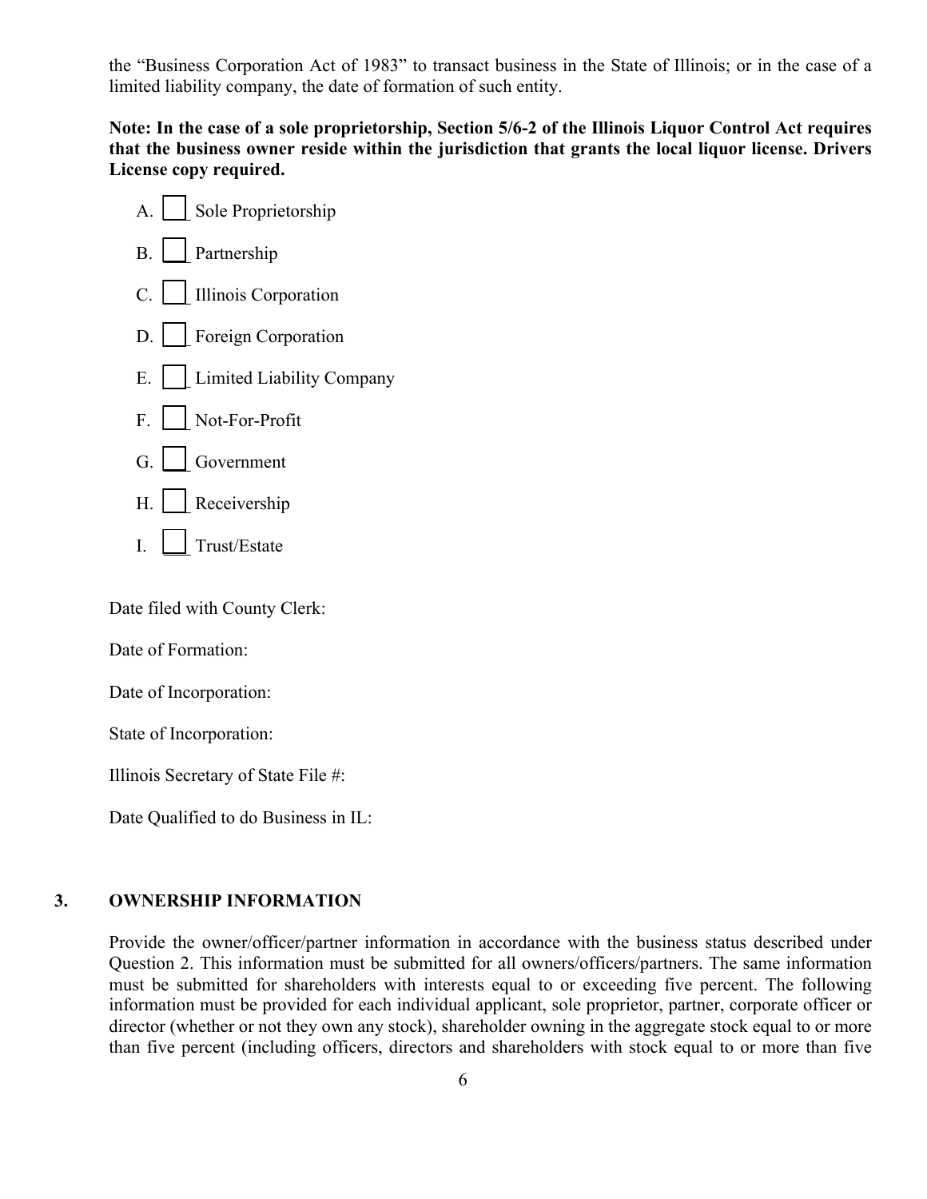the "Business Corporation Act of 1983" to transact business in the State of Illinois; or in the case of a limited liability company, the date of formation of such entity.

**Note: In the case of a sole proprietorship, Section 5/6-2 of the Illinois Liquor Control Act requires that the business owner reside within the jurisdiction that grants the local liquor license. Drivers License copy required.**

A. ☐ Sole Proprietorship

B. ☐ Partnership

C. ☐ Illinois Corporation

D. ☐ Foreign Corporation

E. ☐ Limited Liability Company

F. ☐ Not-For-Profit

G. ☐ Government

H. ☐ Receivership

I. ☐ Trust/Estate

Date filed with County Clerk:

Date of Formation:

Date of Incorporation:

State of Incorporation:

Illinois Secretary of State File #:

Date Qualified to do Business in IL:

## 3. OWNERSHIP INFORMATION

Provide the owner/officer/partner information in accordance with the business status described under Question 2. This information must be submitted for all owners/officers/partners. The same information must be submitted for shareholders with interests equal to or exceeding five percent. The following information must be provided for each individual applicant, sole proprietor, partner, corporate officer or director (whether or not they own any stock), shareholder owning in the aggregate stock equal to or more than five percent (including officers, directors and shareholders with stock equal to or more than five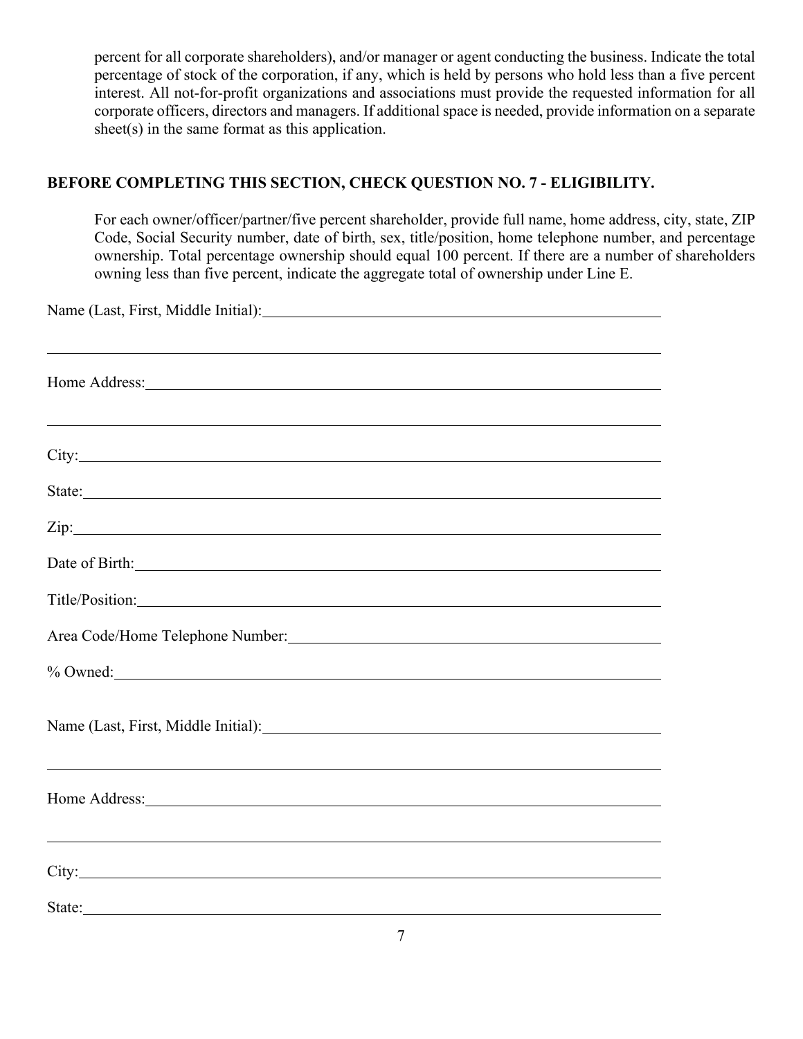percent for all corporate shareholders), and/or manager or agent conducting the business. Indicate the total percentage of stock of the corporation, if any, which is held by persons who hold less than a five percent interest. All not-for-profit organizations and associations must provide the requested information for all corporate officers, directors and managers. If additional space is needed, provide information on a separate sheet(s) in the same format as this application.

**BEFORE COMPLETING THIS SECTION, CHECK QUESTION NO. 7 - ELIGIBILITY.**

For each owner/officer/partner/five percent shareholder, provide full name, home address, city, state, ZIP Code, Social Security number, date of birth, sex, title/position, home telephone number, and percentage ownership. Total percentage ownership should equal 100 percent. If there are a number of shareholders owning less than five percent, indicate the aggregate total of ownership under Line E.

Name (Last, First, Middle Initial): ____________________

____________________

Home Address: ____________________

____________________

City: ____________________

State: ____________________

Zip: ____________________

Date of Birth: ____________________

Title/Position: ____________________

Area Code/Home Telephone Number: ____________________

% Owned: ____________________

Name (Last, First, Middle Initial): ____________________

____________________

Home Address: ____________________

____________________

City: ____________________

State: ____________________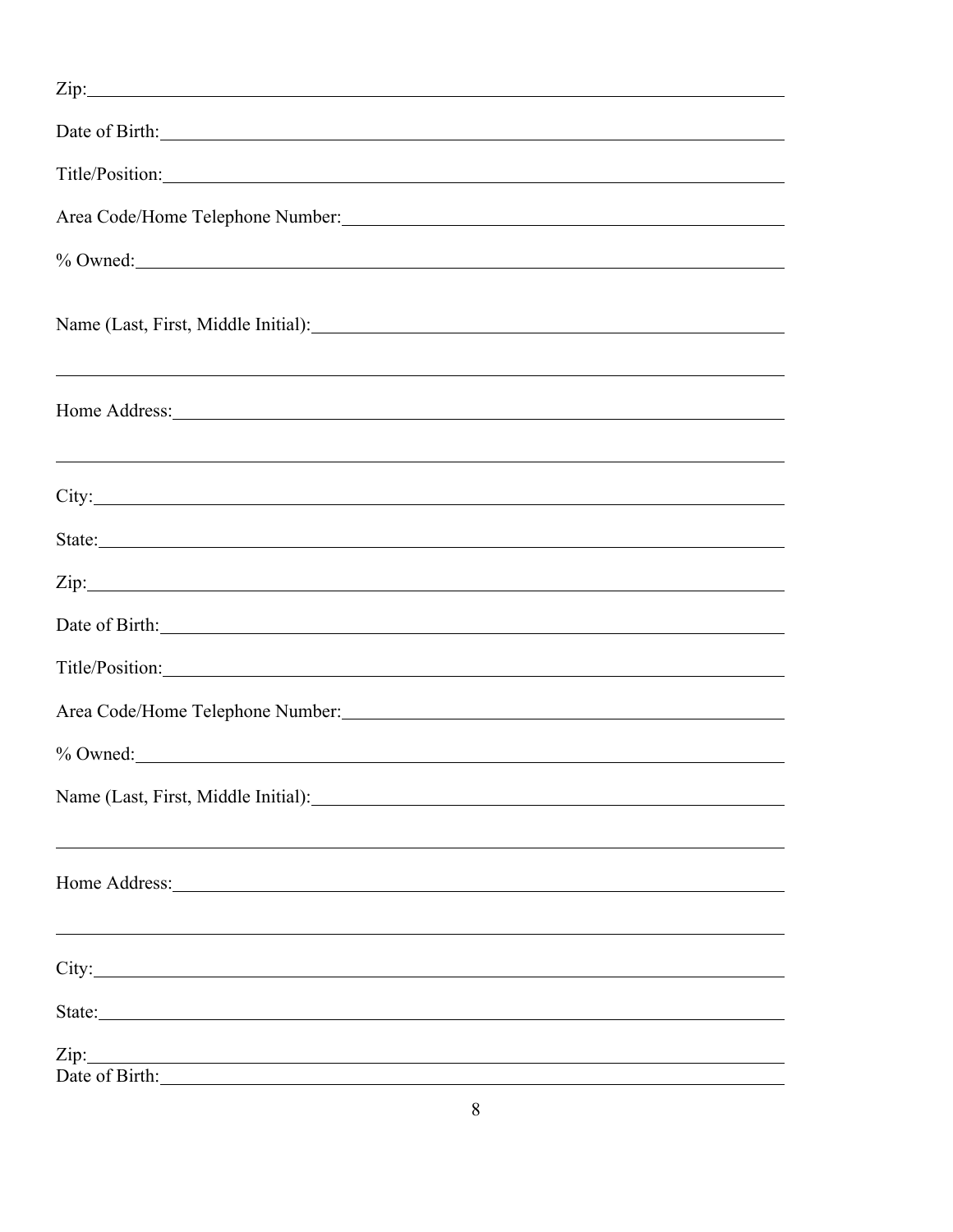Zip: ______________________________________________

Date of Birth: ______________________________________________

Title/Position: ______________________________________________

Area Code/Home Telephone Number: ______________________________________________

% Owned: ______________________________________________

Name (Last, First, Middle Initial): ______________________________________________

______________________________________________

Home Address: ______________________________________________

______________________________________________

City: ______________________________________________

State: ______________________________________________

Zip: ______________________________________________

Date of Birth: ______________________________________________

Title/Position: ______________________________________________

Area Code/Home Telephone Number: ______________________________________________

% Owned: ______________________________________________

Name (Last, First, Middle Initial): ______________________________________________

______________________________________________

Home Address: ______________________________________________

______________________________________________

City: ______________________________________________

State: ______________________________________________

Zip: ______________________________________________

Date of Birth: ______________________________________________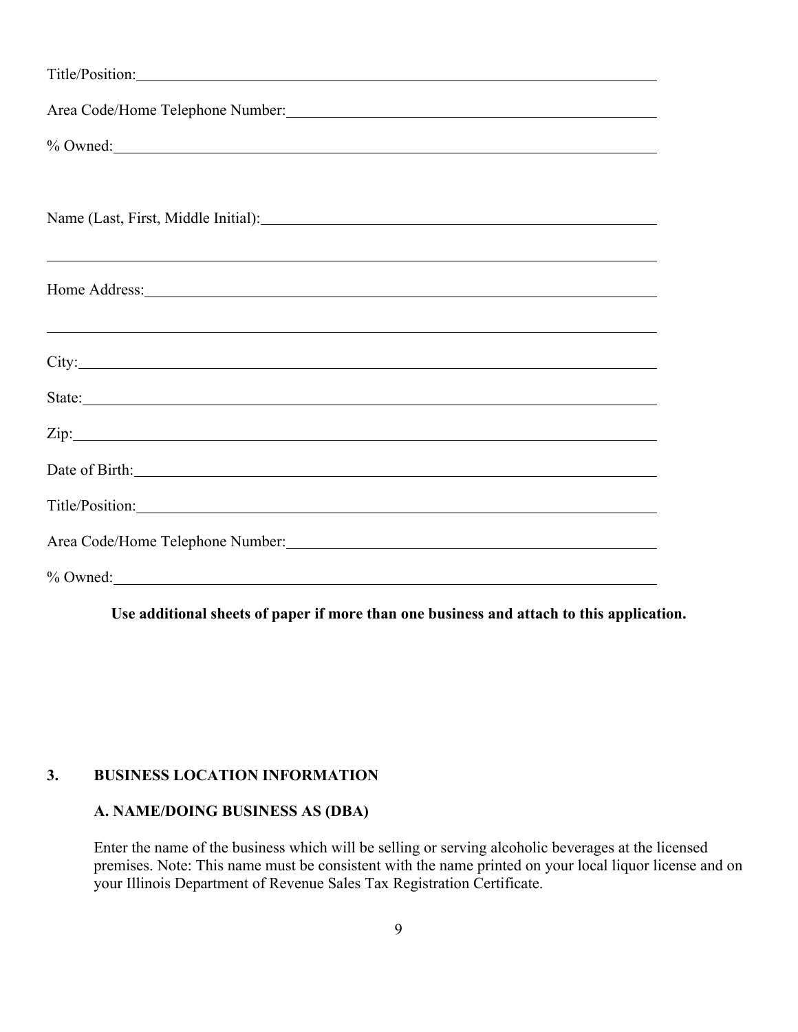Title/Position: ______________________________________________

Area Code/Home Telephone Number: ______________________________

% Owned: _____________________________________________________

Name (Last, First, Middle Initial): ____________________________

______________________________________________________________

Home Address: ________________________________________________

______________________________________________________________

City: ________________________________________________________

State: _______________________________________________________

Zip: _________________________________________________________

Date of Birth: ________________________________________________

Title/Position: ______________________________________________

Area Code/Home Telephone Number: ______________________________

% Owned: _____________________________________________________

**Use additional sheets of paper if more than one business and attach to this application.**

## 3. BUSINESS LOCATION INFORMATION

### A. NAME/DOING BUSINESS AS (DBA)

Enter the name of the business which will be selling or serving alcoholic beverages at the licensed premises. Note: This name must be consistent with the name printed on your local liquor license and on your Illinois Department of Revenue Sales Tax Registration Certificate.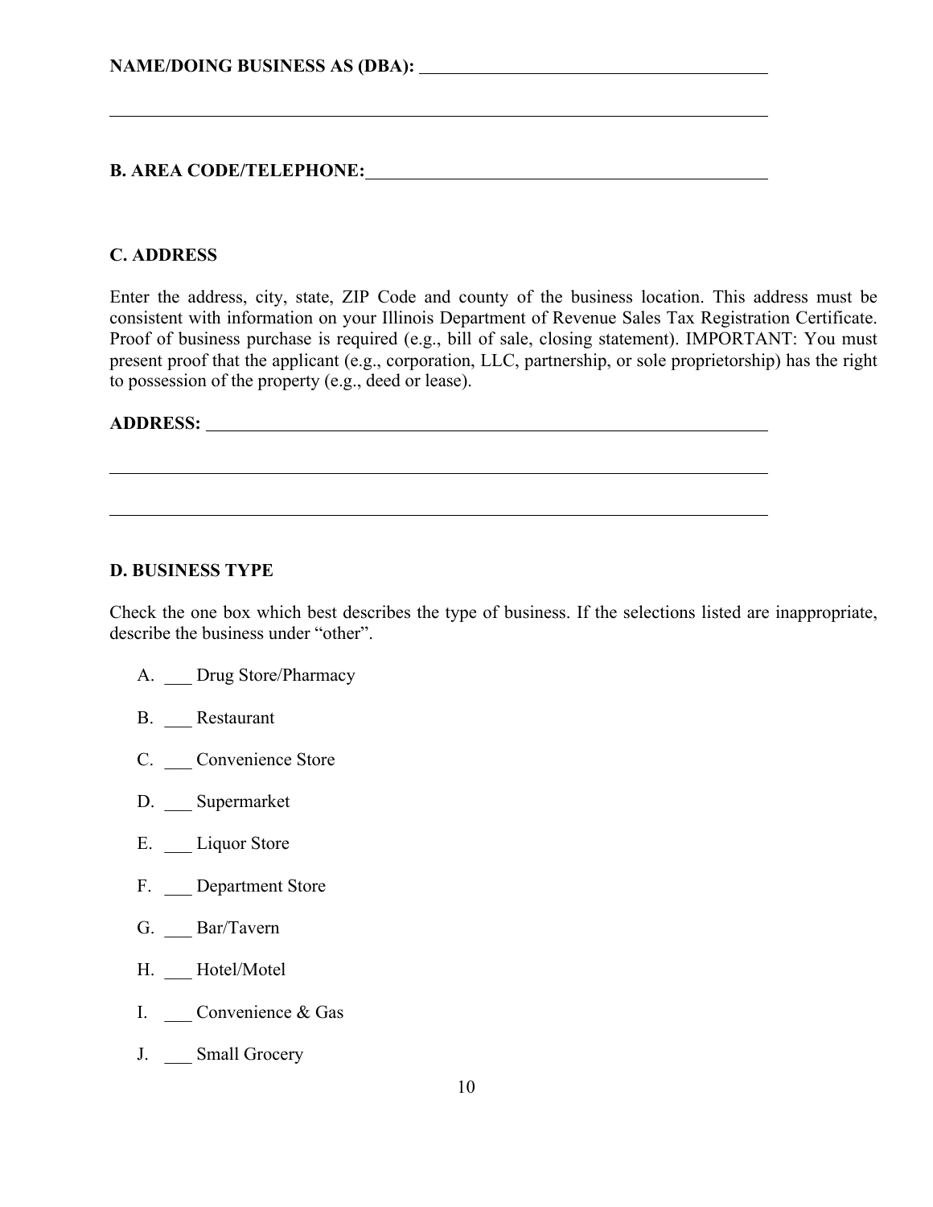**NAME/DOING BUSINESS AS (DBA):** ________________________________________

______________________________________________________________________

**B. AREA CODE/TELEPHONE:** ________________________________________

**C. ADDRESS**

Enter the address, city, state, ZIP Code and county of the business location. This address must be consistent with information on your Illinois Department of Revenue Sales Tax Registration Certificate. Proof of business purchase is required (e.g., bill of sale, closing statement). IMPORTANT: You must present proof that the applicant (e.g., corporation, LLC, partnership, or sole proprietorship) has the right to possession of the property (e.g., deed or lease).

**ADDRESS:** ________________________________________________________

______________________________________________________________________

______________________________________________________________________

**D. BUSINESS TYPE**

Check the one box which best describes the type of business. If the selections listed are inappropriate, describe the business under "other".

A. ___ Drug Store/Pharmacy

B. ___ Restaurant

C. ___ Convenience Store

D. ___ Supermarket

E. ___ Liquor Store

F. ___ Department Store

G. ___ Bar/Tavern

H. ___ Hotel/Motel

I. ___ Convenience & Gas

J. ___ Small Grocery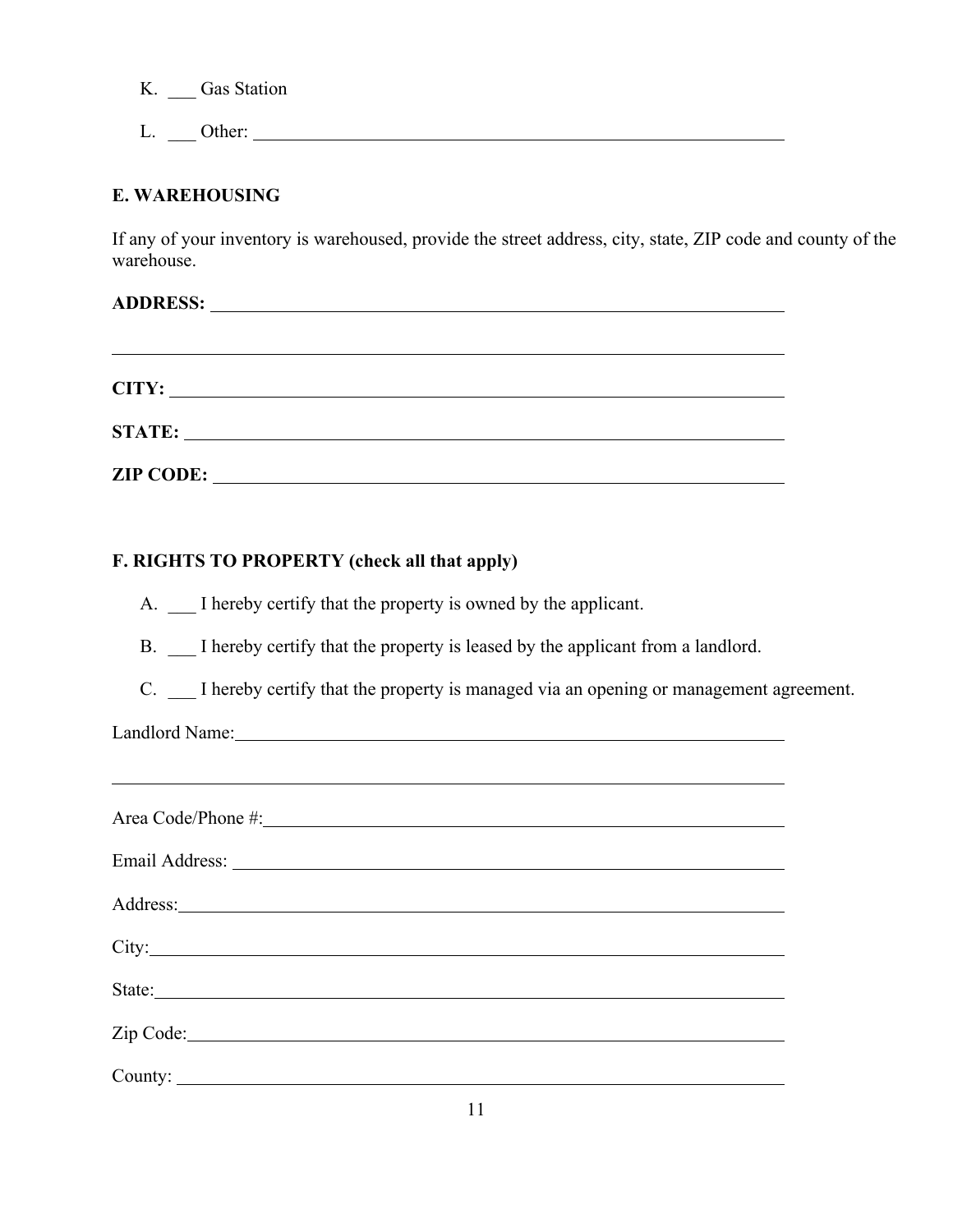K. ___ Gas Station

L. ___ Other: ____________________________________________________________

## E. WAREHOUSING

If any of your inventory is warehoused, provide the street address, city, state, ZIP code and county of the warehouse.

**ADDRESS:** ____________________________________________________________

____________________________________________________________

**CITY:** ____________________________________________________________

**STATE:** ____________________________________________________________

**ZIP CODE:** ____________________________________________________________

## F. RIGHTS TO PROPERTY (check all that apply)

A. ___ I hereby certify that the property is owned by the applicant.

B. ___ I hereby certify that the property is leased by the applicant from a landlord.

C. ___ I hereby certify that the property is managed via an opening or management agreement.

Landlord Name: ____________________________________________________________

____________________________________________________________

Area Code/Phone #: ____________________________________________________________

Email Address: ____________________________________________________________

Address: ____________________________________________________________

City: ____________________________________________________________

State: ____________________________________________________________

Zip Code: ____________________________________________________________

County: ____________________________________________________________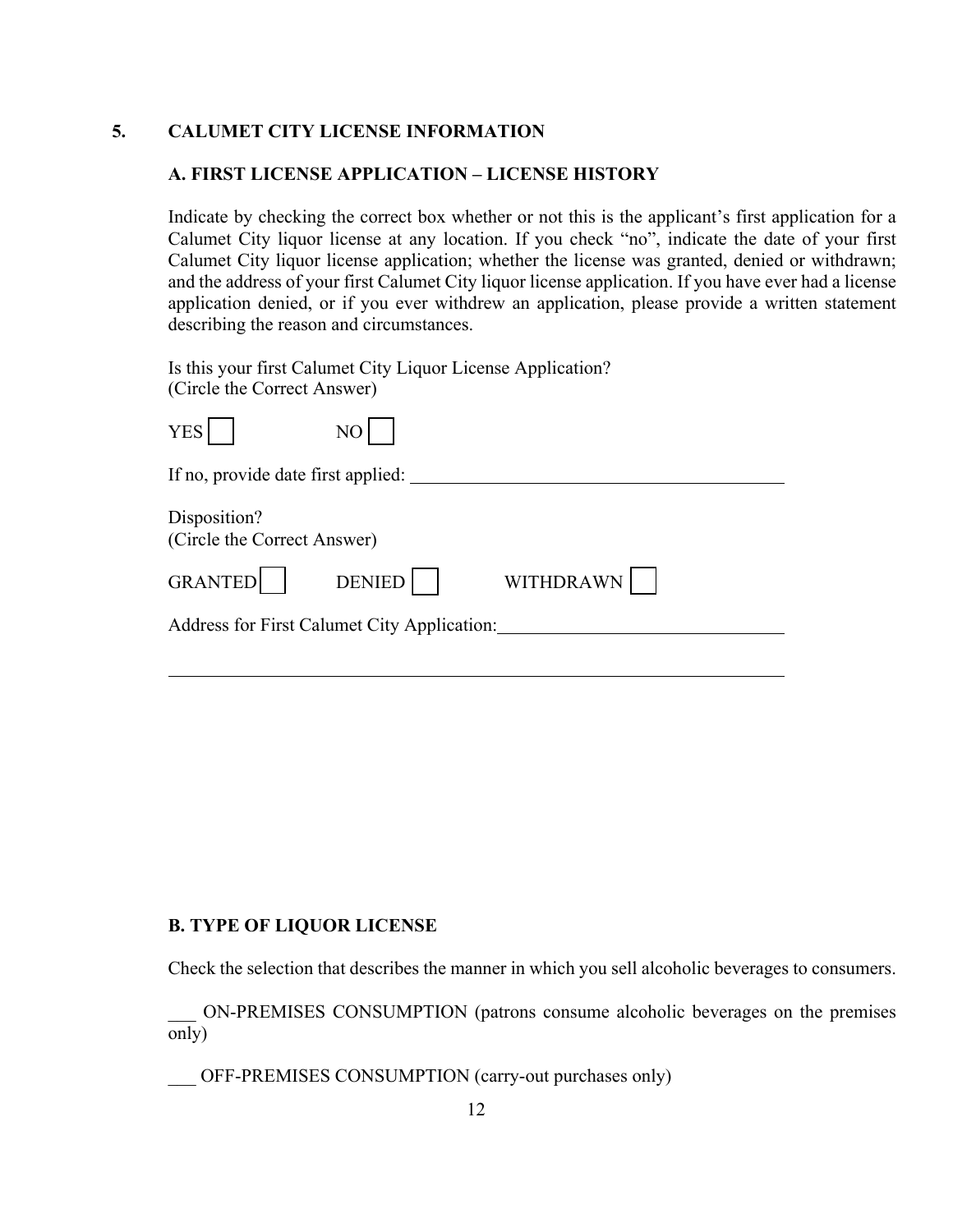## 5. CALUMET CITY LICENSE INFORMATION

### A. FIRST LICENSE APPLICATION – LICENSE HISTORY

Indicate by checking the correct box whether or not this is the applicant's first application for a Calumet City liquor license at any location. If you check "no", indicate the date of your first Calumet City liquor license application; whether the license was granted, denied or withdrawn; and the address of your first Calumet City liquor license application. If you have ever had a license application denied, or if you ever withdrew an application, please provide a written statement describing the reason and circumstances.

Is this your first Calumet City Liquor License Application?
(Circle the Correct Answer)

YES ☐ NO ☐

If no, provide date first applied: ________________________________________

Disposition?
(Circle the Correct Answer)

GRANTED ☐ DENIED ☐ WITHDRAWN ☐

Address for First Calumet City Application: ______________________________

________________________________________________________________

### B. TYPE OF LIQUOR LICENSE

Check the selection that describes the manner in which you sell alcoholic beverages to consumers.

___ ON-PREMISES CONSUMPTION (patrons consume alcoholic beverages on the premises only)

___ OFF-PREMISES CONSUMPTION (carry-out purchases only)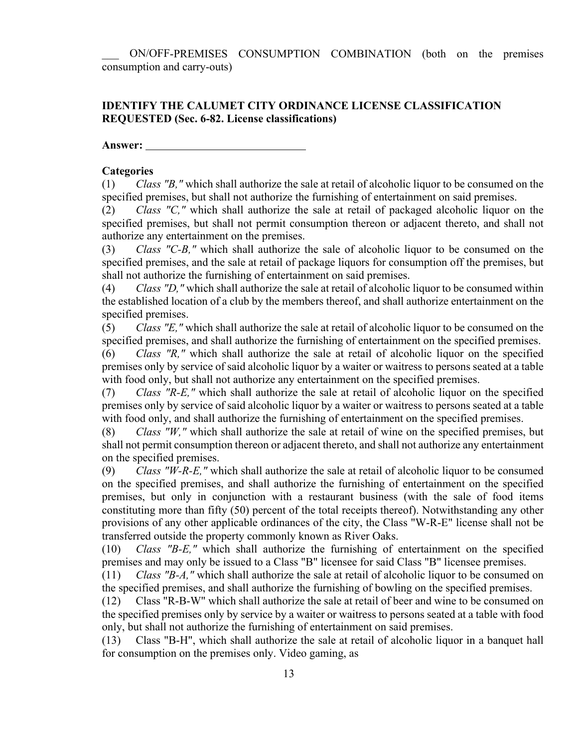\_\_\_ ON/OFF-PREMISES CONSUMPTION COMBINATION (both on the premises consumption and carry-outs)

**IDENTIFY THE CALUMET CITY ORDINANCE LICENSE CLASSIFICATION REQUESTED (Sec. 6-82. License classifications)**

**Answer:** \_\_\_\_\_\_\_\_\_\_\_\_\_\_\_\_\_\_\_\_\_\_\_\_\_\_\_\_\_\_

**Categories**

(1) *Class "B,"* which shall authorize the sale at retail of alcoholic liquor to be consumed on the specified premises, but shall not authorize the furnishing of entertainment on said premises.

(2) *Class "C,"* which shall authorize the sale at retail of packaged alcoholic liquor on the specified premises, but shall not permit consumption thereon or adjacent thereto, and shall not authorize any entertainment on the premises.

(3) *Class "C-B,"* which shall authorize the sale of alcoholic liquor to be consumed on the specified premises, and the sale at retail of package liquors for consumption off the premises, but shall not authorize the furnishing of entertainment on said premises.

(4) *Class "D,"* which shall authorize the sale at retail of alcoholic liquor to be consumed within the established location of a club by the members thereof, and shall authorize entertainment on the specified premises.

(5) *Class "E,"* which shall authorize the sale at retail of alcoholic liquor to be consumed on the specified premises, and shall authorize the furnishing of entertainment on the specified premises.

(6) *Class "R,"* which shall authorize the sale at retail of alcoholic liquor on the specified premises only by service of said alcoholic liquor by a waiter or waitress to persons seated at a table with food only, but shall not authorize any entertainment on the specified premises.

(7) *Class "R-E,"* which shall authorize the sale at retail of alcoholic liquor on the specified premises only by service of said alcoholic liquor by a waiter or waitress to persons seated at a table with food only, and shall authorize the furnishing of entertainment on the specified premises.

(8) *Class "W,"* which shall authorize the sale at retail of wine on the specified premises, but shall not permit consumption thereon or adjacent thereto, and shall not authorize any entertainment on the specified premises.

(9) *Class "W-R-E,"* which shall authorize the sale at retail of alcoholic liquor to be consumed on the specified premises, and shall authorize the furnishing of entertainment on the specified premises, but only in conjunction with a restaurant business (with the sale of food items constituting more than fifty (50) percent of the total receipts thereof). Notwithstanding any other provisions of any other applicable ordinances of the city, the Class "W-R-E" license shall not be transferred outside the property commonly known as River Oaks.

(10) *Class "B-E,"* which shall authorize the furnishing of entertainment on the specified premises and may only be issued to a Class "B" licensee for said Class "B" licensee premises.

(11) *Class "B-A,"* which shall authorize the sale at retail of alcoholic liquor to be consumed on the specified premises, and shall authorize the furnishing of bowling on the specified premises.

(12) Class "R-B-W" which shall authorize the sale at retail of beer and wine to be consumed on the specified premises only by service by a waiter or waitress to persons seated at a table with food only, but shall not authorize the furnishing of entertainment on said premises.

(13) Class "B-H", which shall authorize the sale at retail of alcoholic liquor in a banquet hall for consumption on the premises only. Video gaming, as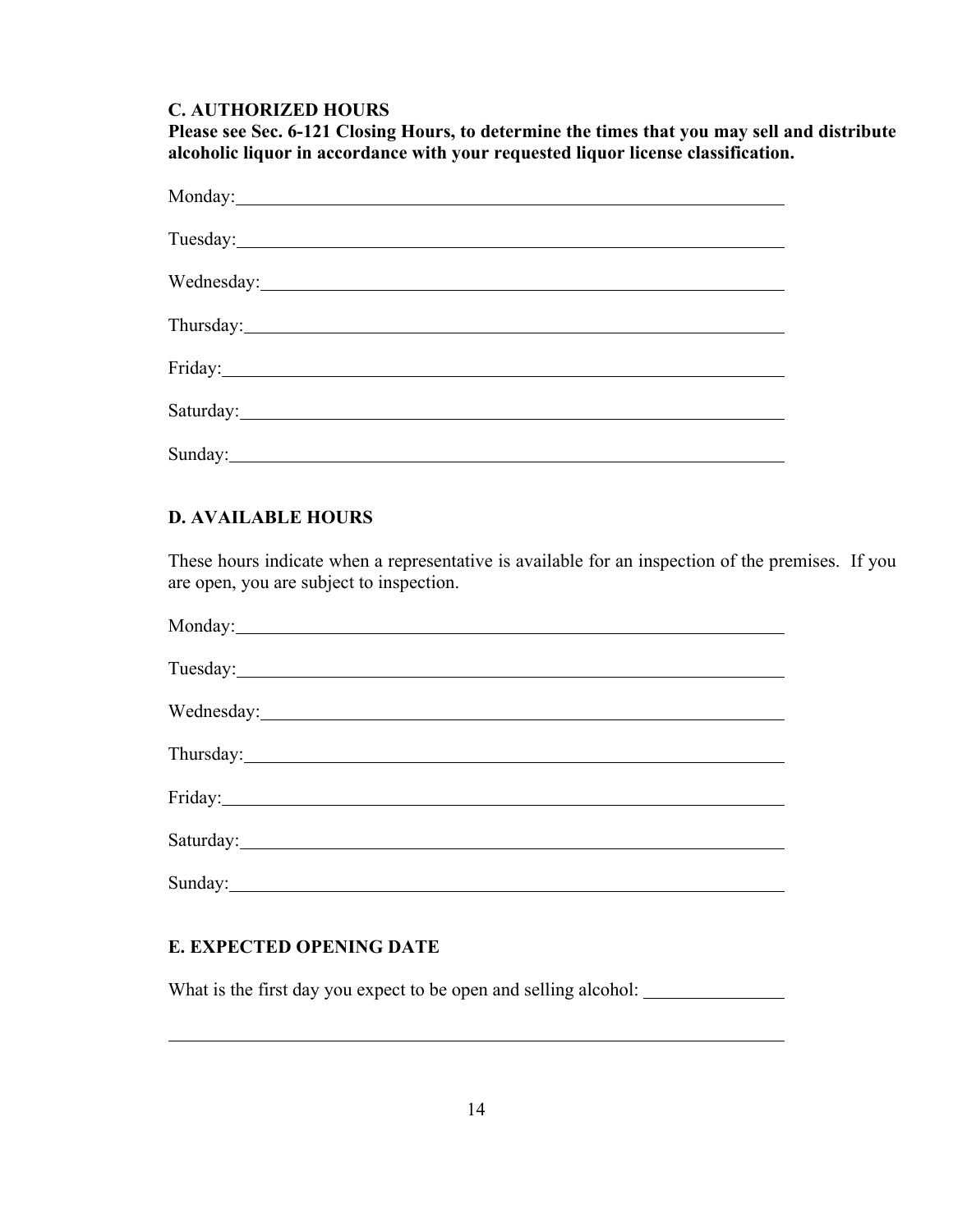### C. AUTHORIZED HOURS

**Please see Sec. 6-121 Closing Hours, to determine the times that you may sell and distribute alcoholic liquor in accordance with your requested liquor license classification.**

Monday: ____________________________________________

Tuesday: ____________________________________________

Wednesday: __________________________________________

Thursday: ___________________________________________

Friday: _____________________________________________

Saturday: ___________________________________________

Sunday: _____________________________________________

### D. AVAILABLE HOURS

These hours indicate when a representative is available for an inspection of the premises. If you are open, you are subject to inspection.

Monday: ____________________________________________

Tuesday: ____________________________________________

Wednesday: __________________________________________

Thursday: ___________________________________________

Friday: _____________________________________________

Saturday: ___________________________________________

Sunday: _____________________________________________

### E. EXPECTED OPENING DATE

What is the first day you expect to be open and selling alcohol: _______________

______________________________________________________________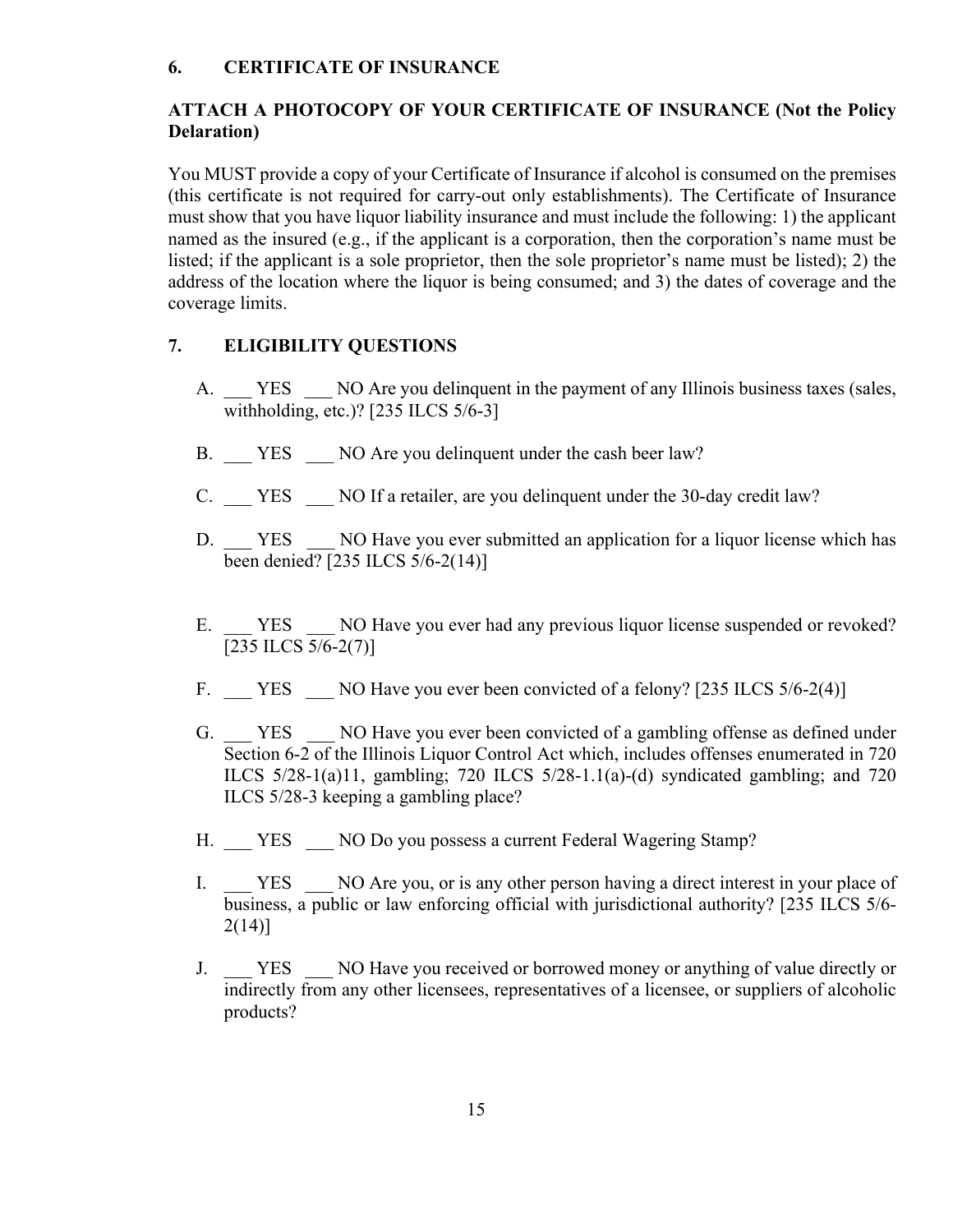## 6. CERTIFICATE OF INSURANCE

**ATTACH A PHOTOCOPY OF YOUR CERTIFICATE OF INSURANCE (Not the Policy Delaration)**

You MUST provide a copy of your Certificate of Insurance if alcohol is consumed on the premises (this certificate is not required for carry-out only establishments). The Certificate of Insurance must show that you have liquor liability insurance and must include the following: 1) the applicant named as the insured (e.g., if the applicant is a corporation, then the corporation's name must be listed; if the applicant is a sole proprietor, then the sole proprietor's name must be listed); 2) the address of the location where the liquor is being consumed; and 3) the dates of coverage and the coverage limits.

## 7. ELIGIBILITY QUESTIONS

A. ___ YES ___ NO Are you delinquent in the payment of any Illinois business taxes (sales, withholding, etc.)? [235 ILCS 5/6-3]

B. ___ YES ___ NO Are you delinquent under the cash beer law?

C. ___ YES ___ NO If a retailer, are you delinquent under the 30-day credit law?

D. ___ YES ___ NO Have you ever submitted an application for a liquor license which has been denied? [235 ILCS 5/6-2(14)]

E. ___ YES ___ NO Have you ever had any previous liquor license suspended or revoked? [235 ILCS 5/6-2(7)]

F. ___ YES ___ NO Have you ever been convicted of a felony? [235 ILCS 5/6-2(4)]

G. ___ YES ___ NO Have you ever been convicted of a gambling offense as defined under Section 6-2 of the Illinois Liquor Control Act which, includes offenses enumerated in 720 ILCS 5/28-1(a)11, gambling; 720 ILCS 5/28-1.1(a)-(d) syndicated gambling; and 720 ILCS 5/28-3 keeping a gambling place?

H. ___ YES ___ NO Do you possess a current Federal Wagering Stamp?

I. ___ YES ___ NO Are you, or is any other person having a direct interest in your place of business, a public or law enforcing official with jurisdictional authority? [235 ILCS 5/6-2(14)]

J. ___ YES ___ NO Have you received or borrowed money or anything of value directly or indirectly from any other licensees, representatives of a licensee, or suppliers of alcoholic products?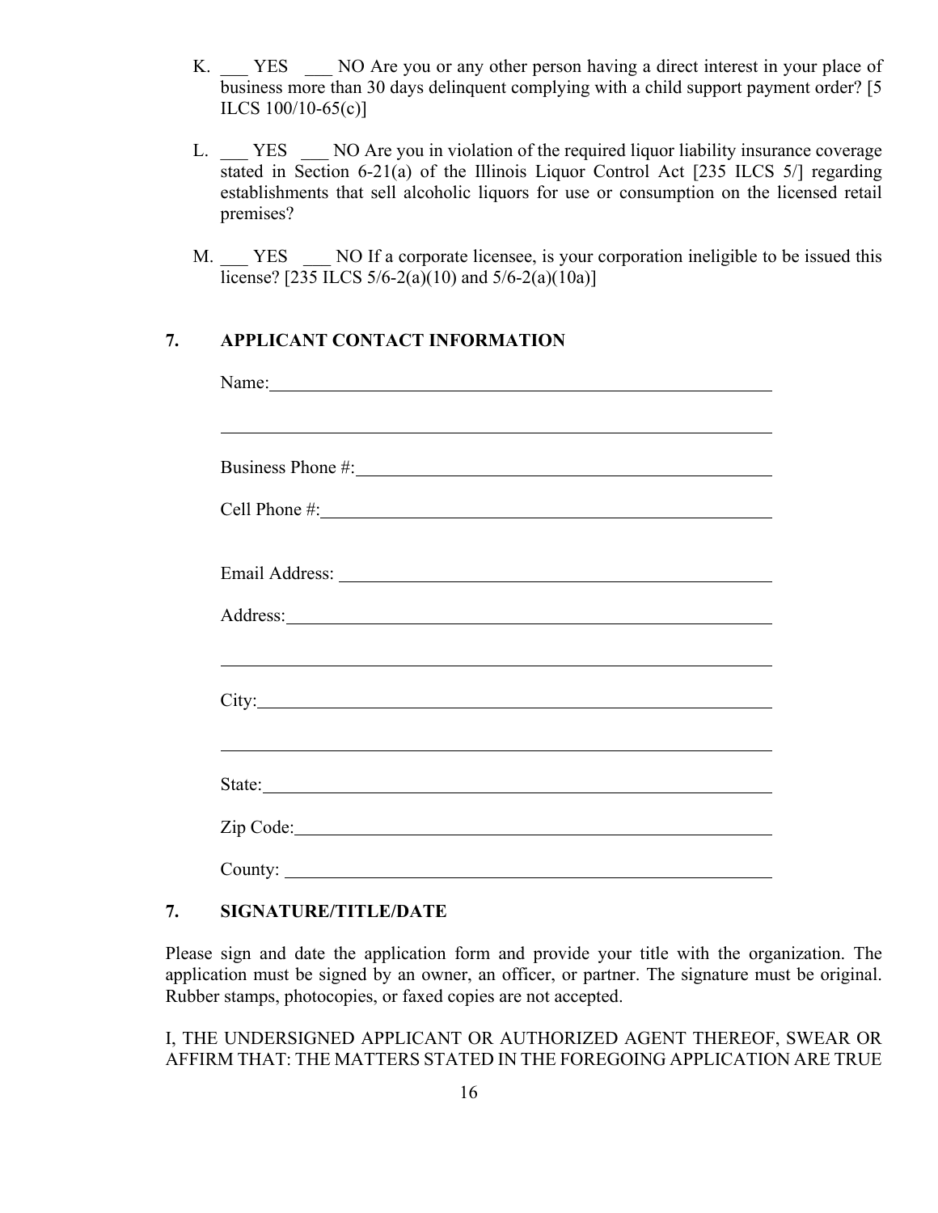K. ___ YES ___ NO Are you or any other person having a direct interest in your place of business more than 30 days delinquent complying with a child support payment order? [5 ILCS 100/10-65(c)]

L. ___ YES ___ NO Are you in violation of the required liquor liability insurance coverage stated in Section 6-21(a) of the Illinois Liquor Control Act [235 ILCS 5/] regarding establishments that sell alcoholic liquors for use or consumption on the licensed retail premises?

M. ___ YES ___ NO If a corporate licensee, is your corporation ineligible to be issued this license? [235 ILCS 5/6-2(a)(10) and 5/6-2(a)(10a)]

## 7. APPLICANT CONTACT INFORMATION

Name: ____________________________________________

____________________________________________

Business Phone #: ____________________________________________

Cell Phone #: ____________________________________________

Email Address: ____________________________________________

Address: ____________________________________________

____________________________________________

City: ____________________________________________

____________________________________________

State: ____________________________________________

Zip Code: ____________________________________________

County: ____________________________________________

## 7. SIGNATURE/TITLE/DATE

Please sign and date the application form and provide your title with the organization. The application must be signed by an owner, an officer, or partner. The signature must be original. Rubber stamps, photocopies, or faxed copies are not accepted.

I, THE UNDERSIGNED APPLICANT OR AUTHORIZED AGENT THEREOF, SWEAR OR AFFIRM THAT: THE MATTERS STATED IN THE FOREGOING APPLICATION ARE TRUE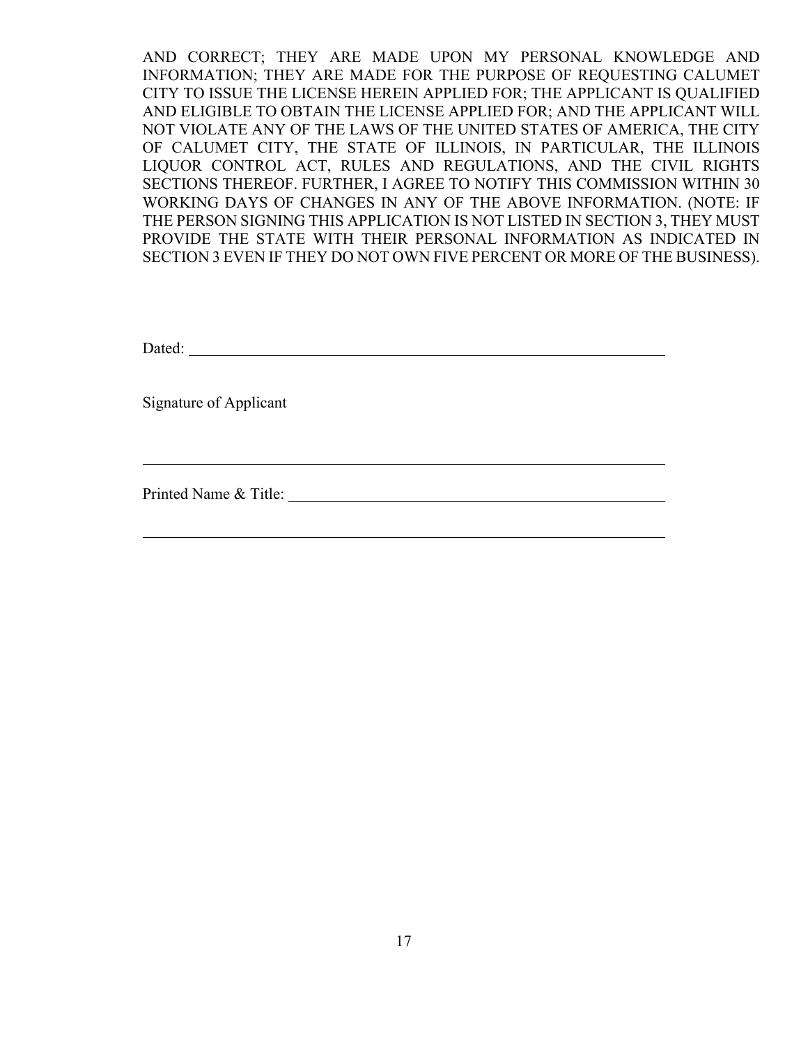AND CORRECT; THEY ARE MADE UPON MY PERSONAL KNOWLEDGE AND INFORMATION; THEY ARE MADE FOR THE PURPOSE OF REQUESTING CALUMET CITY TO ISSUE THE LICENSE HEREIN APPLIED FOR; THE APPLICANT IS QUALIFIED AND ELIGIBLE TO OBTAIN THE LICENSE APPLIED FOR; AND THE APPLICANT WILL NOT VIOLATE ANY OF THE LAWS OF THE UNITED STATES OF AMERICA, THE CITY OF CALUMET CITY, THE STATE OF ILLINOIS, IN PARTICULAR, THE ILLINOIS LIQUOR CONTROL ACT, RULES AND REGULATIONS, AND THE CIVIL RIGHTS SECTIONS THEREOF. FURTHER, I AGREE TO NOTIFY THIS COMMISSION WITHIN 30 WORKING DAYS OF CHANGES IN ANY OF THE ABOVE INFORMATION. (NOTE: IF THE PERSON SIGNING THIS APPLICATION IS NOT LISTED IN SECTION 3, THEY MUST PROVIDE THE STATE WITH THEIR PERSONAL INFORMATION AS INDICATED IN SECTION 3 EVEN IF THEY DO NOT OWN FIVE PERCENT OR MORE OF THE BUSINESS).

Dated: ______________________________________________

Signature of Applicant

______________________________________________

Printed Name & Title: ______________________________________________

______________________________________________